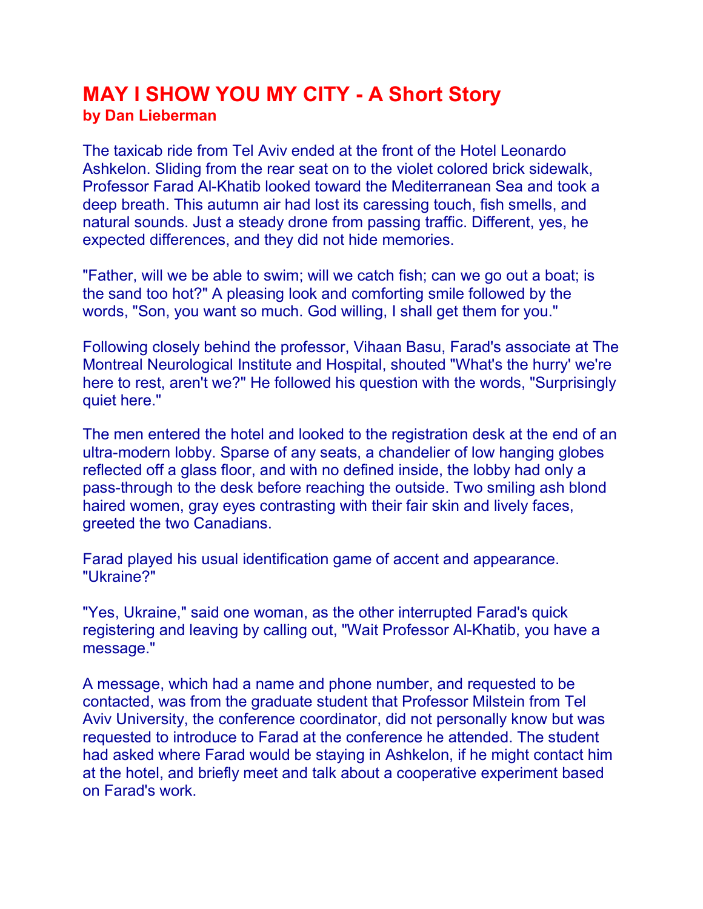# MAY I SHOW YOU MY CITY - A Short Story

**by Dan Lieberman**

The taxicab ride from Tel Aviv ended at the front of the Hotel Leonardo Ashkelon. Sliding from the rear seat on to the violet colored brick sidewalk, Professor Farad Al-Khatib looked toward the Mediterranean Sea and took a deep breath. This autumn air had lost its caressing touch, fish smells, and natural sounds. Just a steady drone from passing traffic. Different, yes, he expected differences, and they did not hide memories.

"Father, will we be able to swim; will we catch fish; can we go out a boat; is the sand too hot?" A pleasing look and comforting smile followed by the words, "Son, you want so much. God willing, I shall get them for you."

Following closely behind the professor, Vihaan Basu, Farad's associate at The Montreal Neurological Institute and Hospital, shouted "What's the hurry' we're here to rest, aren't we?" He followed his question with the words, "Surprisingly quiet here."

The men entered the hotel and looked to the registration desk at the end of an ultra-modern lobby. Sparse of any seats, a chandelier of low hanging globes reflected off a glass floor, and with no defined inside, the lobby had only a pass-through to the desk before reaching the outside. Two smiling ash blond haired women, gray eyes contrasting with their fair skin and lively faces, greeted the two Canadians.

Farad played his usual identification game of accent and appearance. "Ukraine?"

"Yes, Ukraine," said one woman, as the other interrupted Farad's quick registering and leaving by calling out, "Wait Professor Al-Khatib, you have a message."

A message, which had a name and phone number, and requested to be contacted, was from the graduate student that Professor Milstein from Tel Aviv University, the conference coordinator, did not personally know but was requested to introduce to Farad at the conference he attended. The student had asked where Farad would be staying in Ashkelon, if he might contact him at the hotel, and briefly meet and talk about a cooperative experiment based on Farad's work.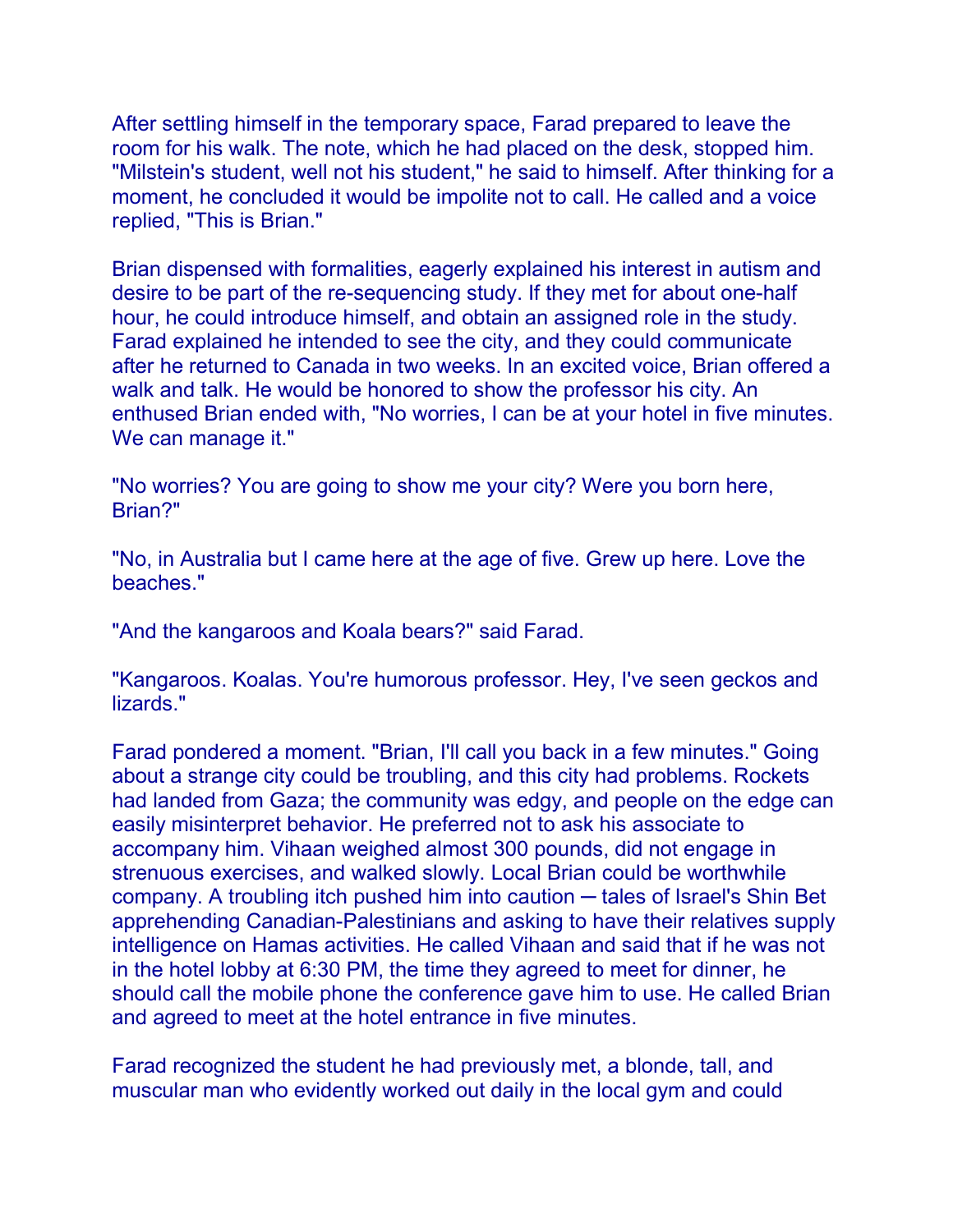After settling himself in the temporary space, Farad prepared to leave the room for his walk. The note, which he had placed on the desk, stopped him. "Milstein's student, well not his student," he said to himself. After thinking for a moment, he concluded it would be impolite not to call. He called and a voice replied, "This is Brian."

Brian dispensed with formalities, eagerly explained his interest in autism and desire to be part of the re-sequencing study. If they met for about one-half hour, he could introduce himself, and obtain an assigned role in the study. Farad explained he intended to see the city, and they could communicate after he returned to Canada in two weeks. In an excited voice, Brian offered a walk and talk. He would be honored to show the professor his city. An enthused Brian ended with, "No worries, I can be at your hotel in five minutes. We can manage it."

"No worries? You are going to show me your city? Were you born here, Brian?"

"No, in Australia but I came here at the age of five. Grew up here. Love the beaches."

"And the kangaroos and Koala bears?" said Farad.

"Kangaroos. Koalas. You're humorous professor. Hey, I've seen geckos and lizards."

Farad pondered a moment. "Brian, I'll call you back in a few minutes." Going about a strange city could be troubling, and this city had problems. Rockets had landed from Gaza; the community was edgy, and people on the edge can easily misinterpret behavior. He preferred not to ask his associate to accompany him. Vihaan weighed almost 300 pounds, did not engage in strenuous exercises, and walked slowly. Local Brian could be worthwhile company. A troubling itch pushed him into caution ─ tales of Israel's Shin Bet apprehending Canadian-Palestinians and asking to have their relatives supply intelligence on Hamas activities. He called Vihaan and said that if he was not in the hotel lobby at 6:30 PM, the time they agreed to meet for dinner, he should call the mobile phone the conference gave him to use. He called Brian and agreed to meet at the hotel entrance in five minutes.

Farad recognized the student he had previously met, a blonde, tall, and muscular man who evidently worked out daily in the local gym and could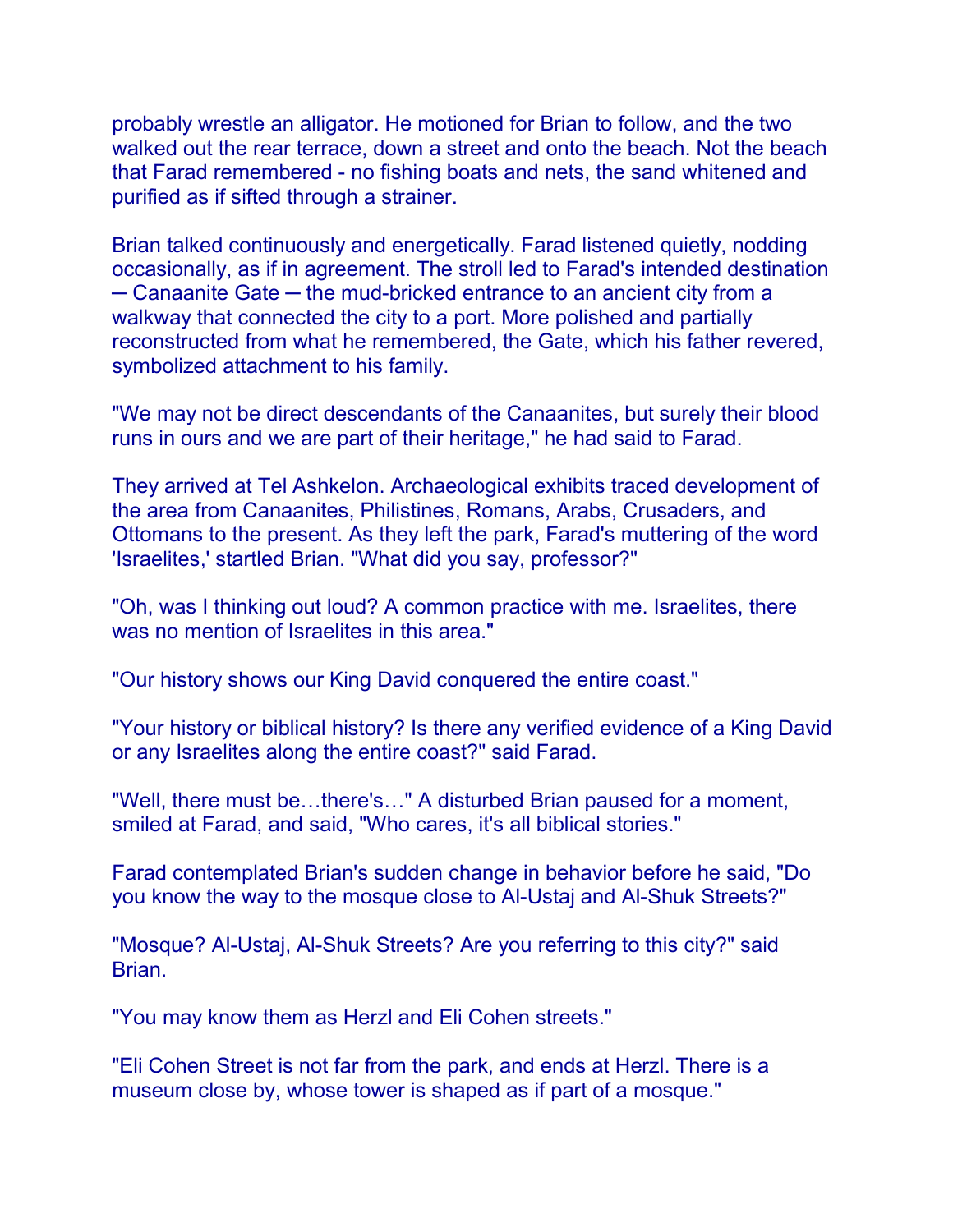probably wrestle an alligator. He motioned for Brian to follow, and the two walked out the rear terrace, down a street and onto the beach. Not the beach that Farad remembered - no fishing boats and nets, the sand whitened and purified as if sifted through a strainer.

Brian talked continuously and energetically. Farad listened quietly, nodding occasionally, as if in agreement. The stroll led to Farad's intended destination ─ Canaanite Gate ─ the mud-bricked entrance to an ancient city from a walkway that connected the city to a port. More polished and partially reconstructed from what he remembered, the Gate, which his father revered, symbolized attachment to his family.

"We may not be direct descendants of the Canaanites, but surely their blood runs in ours and we are part of their heritage," he had said to Farad.

They arrived at Tel Ashkelon. Archaeological exhibits traced development of the area from Canaanites, Philistines, Romans, Arabs, Crusaders, and Ottomans to the present. As they left the park, Farad's muttering of the word 'Israelites,' startled Brian. "What did you say, professor?"

"Oh, was I thinking out loud? A common practice with me. Israelites, there was no mention of Israelites in this area."

"Our history shows our King David conquered the entire coast."

"Your history or biblical history? Is there any verified evidence of a King David or any Israelites along the entire coast?" said Farad.

"Well, there must be…there's…" A disturbed Brian paused for a moment, smiled at Farad, and said, "Who cares, it's all biblical stories."

Farad contemplated Brian's sudden change in behavior before he said, "Do you know the way to the mosque close to Al-Ustaj and Al-Shuk Streets?"

"Mosque? Al-Ustaj, Al-Shuk Streets? Are you referring to this city?" said Brian.

"You may know them as Herzl and Eli Cohen streets."

"Eli Cohen Street is not far from the park, and ends at Herzl. There is a museum close by, whose tower is shaped as if part of a mosque."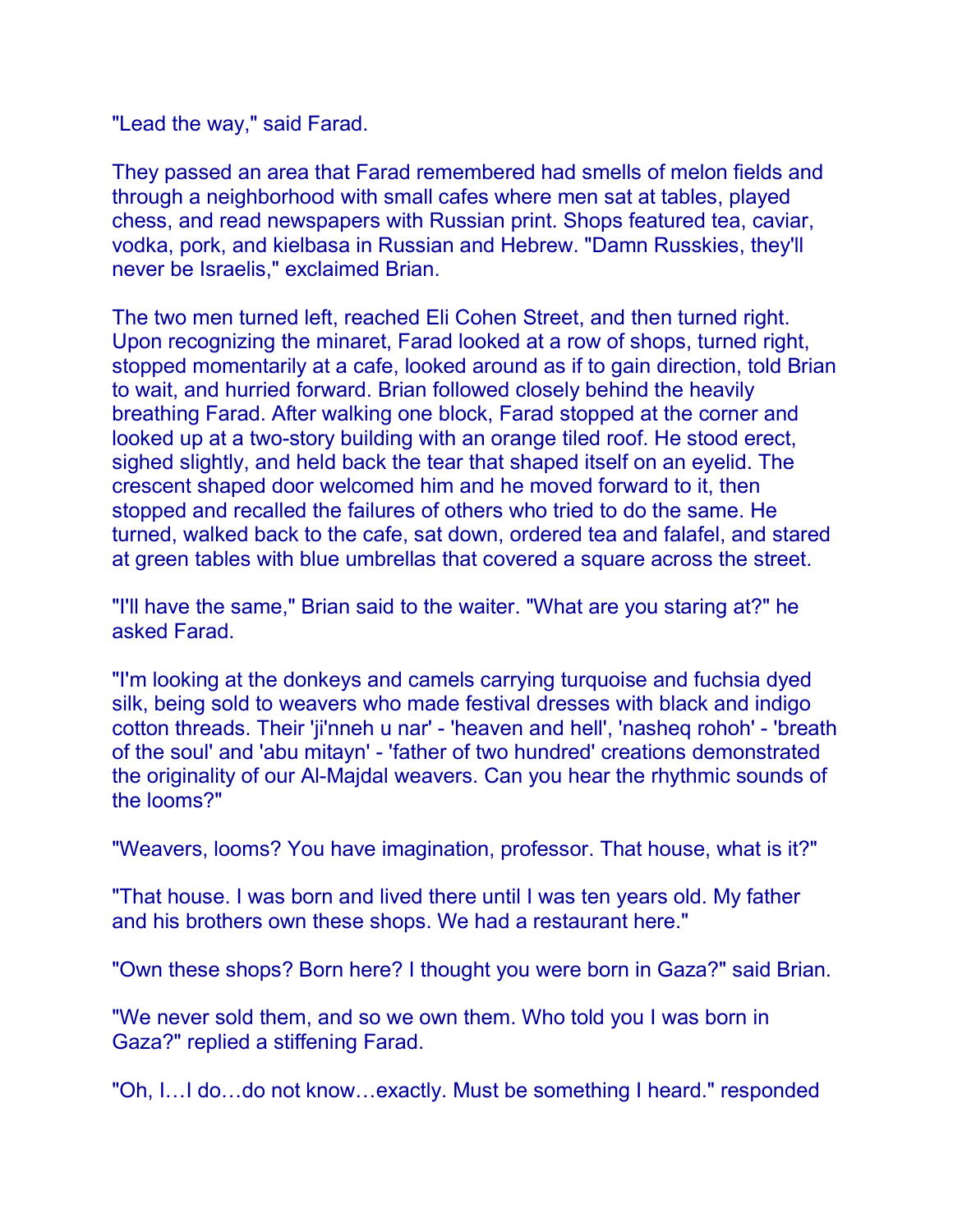"Lead the way," said Farad.

They passed an area that Farad remembered had smells of melon fields and through a neighborhood with small cafes where men sat at tables, played chess, and read newspapers with Russian print. Shops featured tea, caviar, vodka, pork, and kielbasa in Russian and Hebrew. "Damn Russkies, they'll never be Israelis," exclaimed Brian.

The two men turned left, reached Eli Cohen Street, and then turned right. Upon recognizing the minaret, Farad looked at a row of shops, turned right, stopped momentarily at a cafe, looked around as if to gain direction, told Brian to wait, and hurried forward. Brian followed closely behind the heavily breathing Farad. After walking one block, Farad stopped at the corner and looked up at a two-story building with an orange tiled roof. He stood erect, sighed slightly, and held back the tear that shaped itself on an eyelid. The crescent shaped door welcomed him and he moved forward to it, then stopped and recalled the failures of others who tried to do the same. He turned, walked back to the cafe, sat down, ordered tea and falafel, and stared at green tables with blue umbrellas that covered a square across the street.

"I'll have the same," Brian said to the waiter. "What are you staring at?" he asked Farad.

"I'm looking at the donkeys and camels carrying turquoise and fuchsia dyed silk, being sold to weavers who made festival dresses with black and indigo cotton threads. Their 'ji'nneh u nar' - 'heaven and hell', 'nasheq rohoh' - 'breath of the soul' and 'abu mitayn' - 'father of two hundred' creations demonstrated the originality of our Al-Majdal weavers. Can you hear the rhythmic sounds of the looms?"

"Weavers, looms? You have imagination, professor. That house, what is it?"

"That house. I was born and lived there until I was ten years old. My father and his brothers own these shops. We had a restaurant here."

"Own these shops? Born here? I thought you were born in Gaza?" said Brian.

"We never sold them, and so we own them. Who told you I was born in Gaza?" replied a stiffening Farad.

"Oh, I…I do…do not know…exactly. Must be something I heard." responded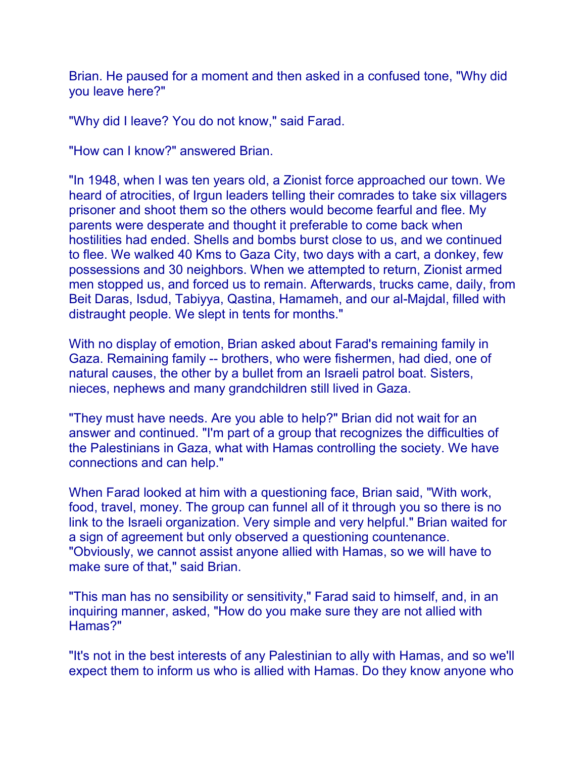Brian. He paused for a moment and then asked in a confused tone, "Why did you leave here?"

"Why did I leave? You do not know," said Farad.

"How can I know?" answered Brian.

"In 1948, when I was ten years old, a Zionist force approached our town. We heard of atrocities, of Irgun leaders telling their comrades to take six villagers prisoner and shoot them so the others would become fearful and flee. My parents were desperate and thought it preferable to come back when hostilities had ended. Shells and bombs burst close to us, and we continued to flee. We walked 40 Kms to Gaza City, two days with a cart, a donkey, few possessions and 30 neighbors. When we attempted to return, Zionist armed men stopped us, and forced us to remain. Afterwards, trucks came, daily, from Beit Daras, Isdud, Tabiyya, Qastina, Hamameh, and our al-Majdal, filled with distraught people. We slept in tents for months."

With no display of emotion, Brian asked about Farad's remaining family in Gaza. Remaining family -- brothers, who were fishermen, had died, one of natural causes, the other by a bullet from an Israeli patrol boat. Sisters, nieces, nephews and many grandchildren still lived in Gaza.

"They must have needs. Are you able to help?" Brian did not wait for an answer and continued. "I'm part of a group that recognizes the difficulties of the Palestinians in Gaza, what with Hamas controlling the society. We have connections and can help."

When Farad looked at him with a questioning face, Brian said, "With work, food, travel, money. The group can funnel all of it through you so there is no link to the Israeli organization. Very simple and very helpful." Brian waited for a sign of agreement but only observed a questioning countenance. "Obviously, we cannot assist anyone allied with Hamas, so we will have to make sure of that," said Brian.

"This man has no sensibility or sensitivity," Farad said to himself, and, in an inquiring manner, asked, "How do you make sure they are not allied with Hamas?"

"It's not in the best interests of any Palestinian to ally with Hamas, and so we'll expect them to inform us who is allied with Hamas. Do they know anyone who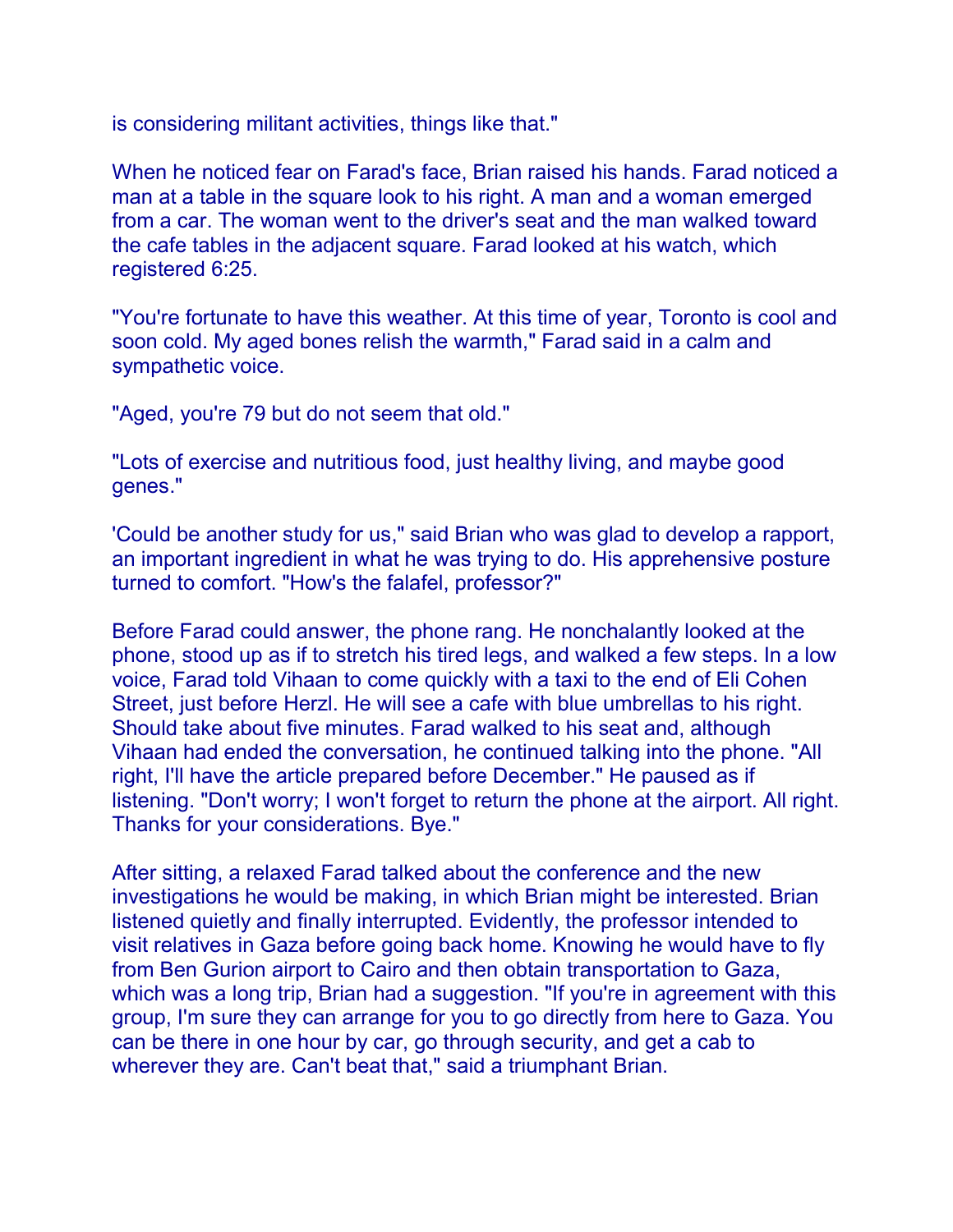is considering militant activities, things like that."

When he noticed fear on Farad's face, Brian raised his hands. Farad noticed a man at a table in the square look to his right. A man and a woman emerged from a car. The woman went to the driver's seat and the man walked toward the cafe tables in the adjacent square. Farad looked at his watch, which registered 6:25.

"You're fortunate to have this weather. At this time of year, Toronto is cool and soon cold. My aged bones relish the warmth," Farad said in a calm and sympathetic voice.

"Aged, you're 79 but do not seem that old."

"Lots of exercise and nutritious food, just healthy living, and maybe good genes."

'Could be another study for us," said Brian who was glad to develop a rapport, an important ingredient in what he was trying to do. His apprehensive posture turned to comfort. "How's the falafel, professor?"

Before Farad could answer, the phone rang. He nonchalantly looked at the phone, stood up as if to stretch his tired legs, and walked a few steps. In a low voice, Farad told Vihaan to come quickly with a taxi to the end of Eli Cohen Street, just before Herzl. He will see a cafe with blue umbrellas to his right. Should take about five minutes. Farad walked to his seat and, although Vihaan had ended the conversation, he continued talking into the phone. "All right, I'll have the article prepared before December." He paused as if listening. "Don't worry; I won't forget to return the phone at the airport. All right. Thanks for your considerations. Bye."

After sitting, a relaxed Farad talked about the conference and the new investigations he would be making, in which Brian might be interested. Brian listened quietly and finally interrupted. Evidently, the professor intended to visit relatives in Gaza before going back home. Knowing he would have to fly from Ben Gurion airport to Cairo and then obtain transportation to Gaza, which was a long trip, Brian had a suggestion. "If you're in agreement with this group, I'm sure they can arrange for you to go directly from here to Gaza. You can be there in one hour by car, go through security, and get a cab to wherever they are. Can't beat that," said a triumphant Brian.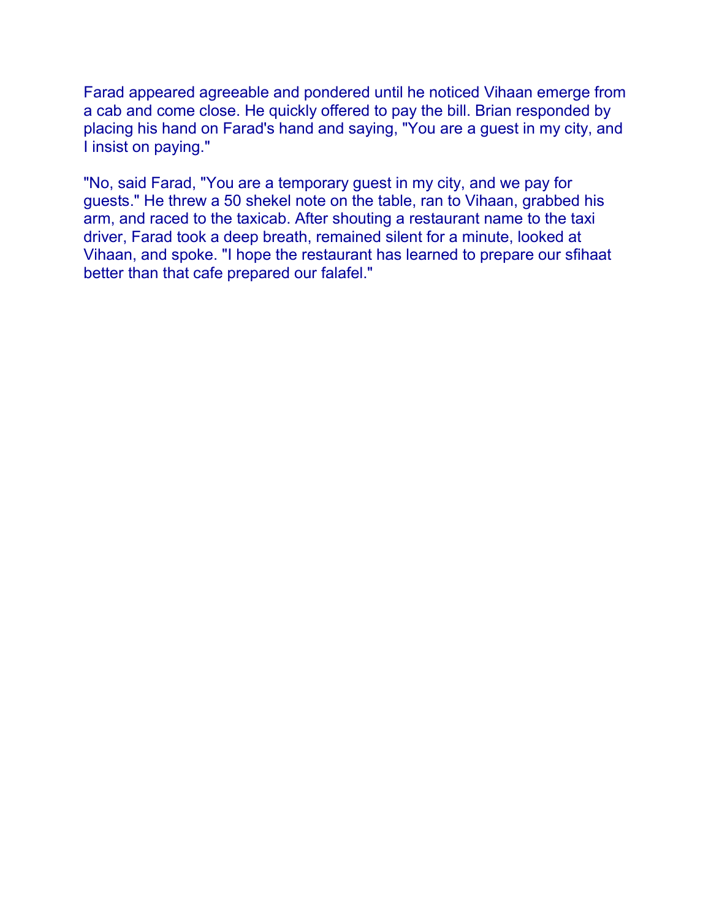Farad appeared agreeable and pondered until he noticed Vihaan emerge from a cab and come close. He quickly offered to pay the bill. Brian responded by placing his hand on Farad's hand and saying, "You are a guest in my city, and I insist on paying."

"No, said Farad, "You are a temporary guest in my city, and we pay for guests." He threw a 50 shekel note on the table, ran to Vihaan, grabbed his arm, and raced to the taxicab. After shouting a restaurant name to the taxi driver, Farad took a deep breath, remained silent for a minute, looked at Vihaan, and spoke. "I hope the restaurant has learned to prepare our sfihaat better than that cafe prepared our falafel."